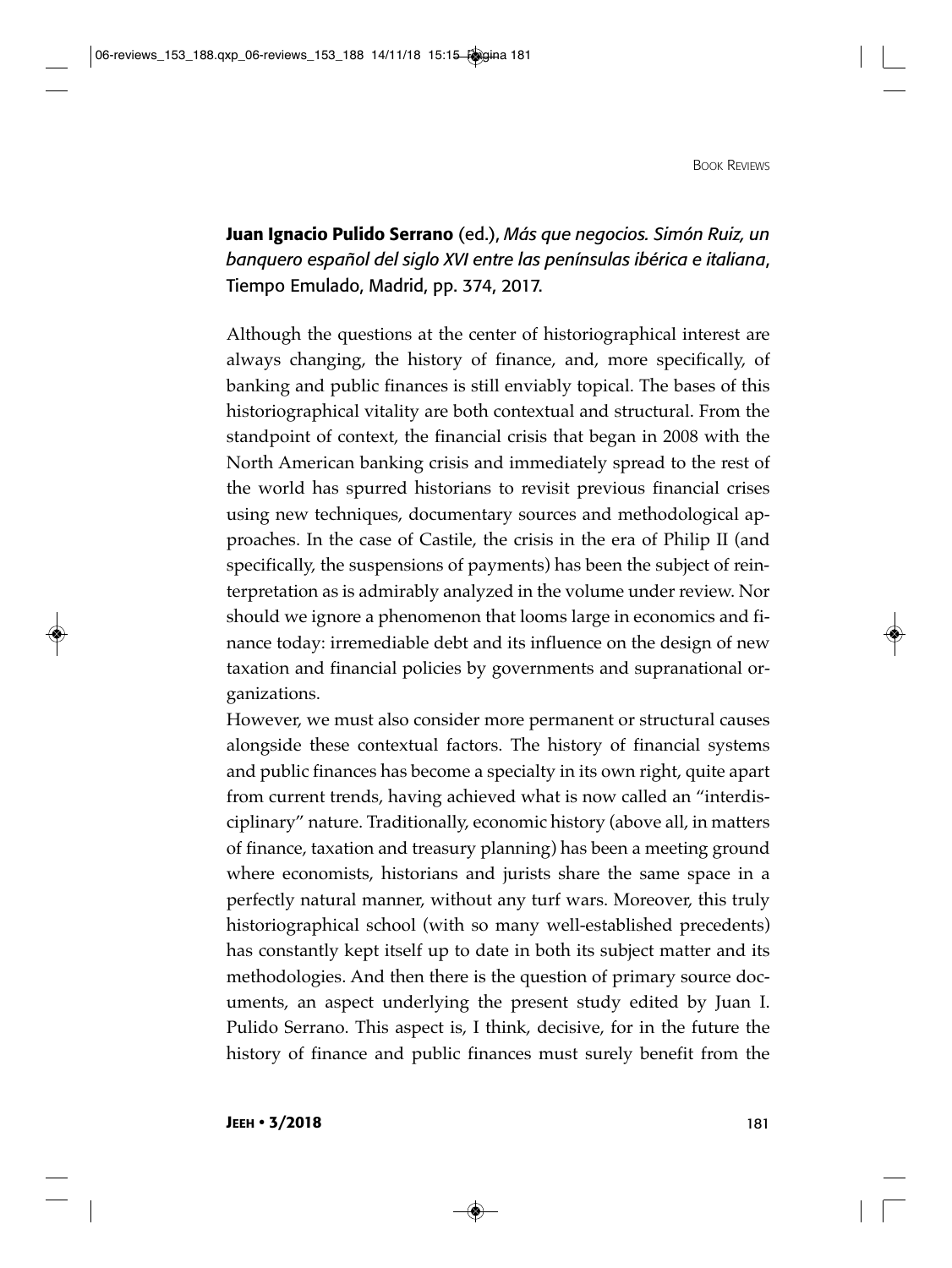**Juan Ignacio Pulido Serrano** (ed.), *Más que negocios. Simón Ruiz, un banquero español del siglo XVI entre las penínsulas ibérica e italiana*, Tiempo Emulado, Madrid, pp. 374, 2017.

Although the questions at the center of historiographical interest are always changing, the history of finance, and, more specifically, of banking and public finances is still enviably topical. The bases of this historiographical vitality are both contextual and structural. From the standpoint of context, the financial crisis that began in 2008 with the North American banking crisis and immediately spread to the rest of the world has spurred historians to revisit previous financial crises using new techniques, documentary sources and methodological approaches. In the case of Castile, the crisis in the era of Philip II (and specifically, the suspensions of payments) has been the subject of reinterpretation as is admirably analyzed in the volume under review. Nor should we ignore a phenomenon that looms large in economics and finance today: irremediable debt and its influence on the design of new taxation and financial policies by governments and supranational organizations.

However, we must also consider more permanent or structural causes alongside these contextual factors. The history of financial systems and public finances has become a specialty in its own right, quite apart from current trends, having achieved what is now called an "interdisciplinary" nature. Traditionally, economic history (above all, in matters of finance, taxation and treasury planning) has been a meeting ground where economists, historians and jurists share the same space in a perfectly natural manner, without any turf wars. Moreover, this truly historiographical school (with so many well-established precedents) has constantly kept itself up to date in both its subject matter and its methodologies. And then there is the question of primary source documents, an aspect underlying the present study edited by Juan I. Pulido Serrano. This aspect is, I think, decisive, for in the future the history of finance and public finances must surely benefit from the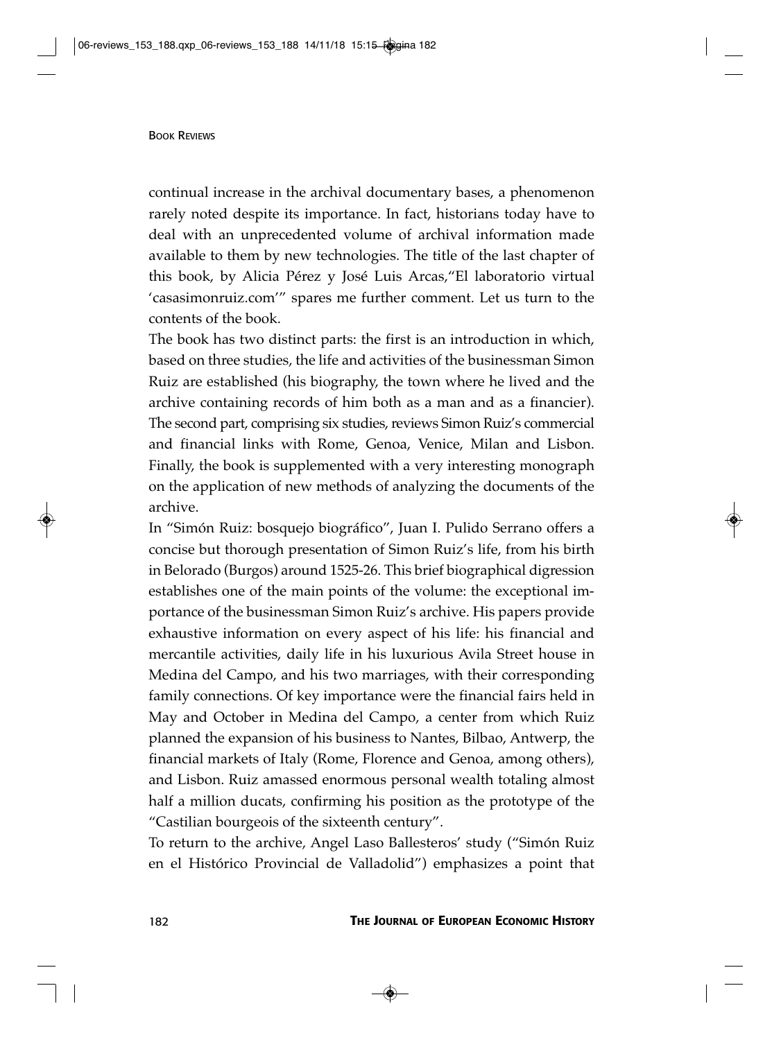continual increase in the archival documentary bases, a phenomenon rarely noted despite its importance. In fact, historians today have to deal with an unprecedented volume of archival information made available to them by new technologies. The title of the last chapter of this book, by Alicia Pérez y José Luis Arcas,"El laboratorio virtual 'casasimonruiz.com'" spares me further comment. Let us turn to the contents of the book.

The book has two distinct parts: the first is an introduction in which, based on three studies, the life and activities of the businessman Simon Ruiz are established (his biography, the town where he lived and the archive containing records of him both as a man and as a financier). The second part, comprising six studies, reviews Simon Ruiz's commercial and financial links with Rome, Genoa, Venice, Milan and Lisbon. Finally, the book is supplemented with a very interesting monograph on the application of new methods of analyzing the documents of the archive.

In "Simón Ruiz: bosquejo biográfico", Juan I. Pulido Serrano offers a concise but thorough presentation of Simon Ruiz's life, from his birth in Belorado (Burgos) around 1525-26. This brief biographical digression establishes one of the main points of the volume: the exceptional importance of the businessman Simon Ruiz's archive. His papers provide exhaustive information on every aspect of his life: his financial and mercantile activities, daily life in his luxurious Avila Street house in Medina del Campo, and his two marriages, with their corresponding family connections. Of key importance were the financial fairs held in May and October in Medina del Campo, a center from which Ruiz planned the expansion of his business to Nantes, Bilbao, Antwerp, the financial markets of Italy (Rome, Florence and Genoa, among others), and Lisbon. Ruiz amassed enormous personal wealth totaling almost half a million ducats, confirming his position as the prototype of the "Castilian bourgeois of the sixteenth century".

To return to the archive, Angel Laso Ballesteros' study ("Simón Ruiz en el Histórico Provincial de Valladolid") emphasizes a point that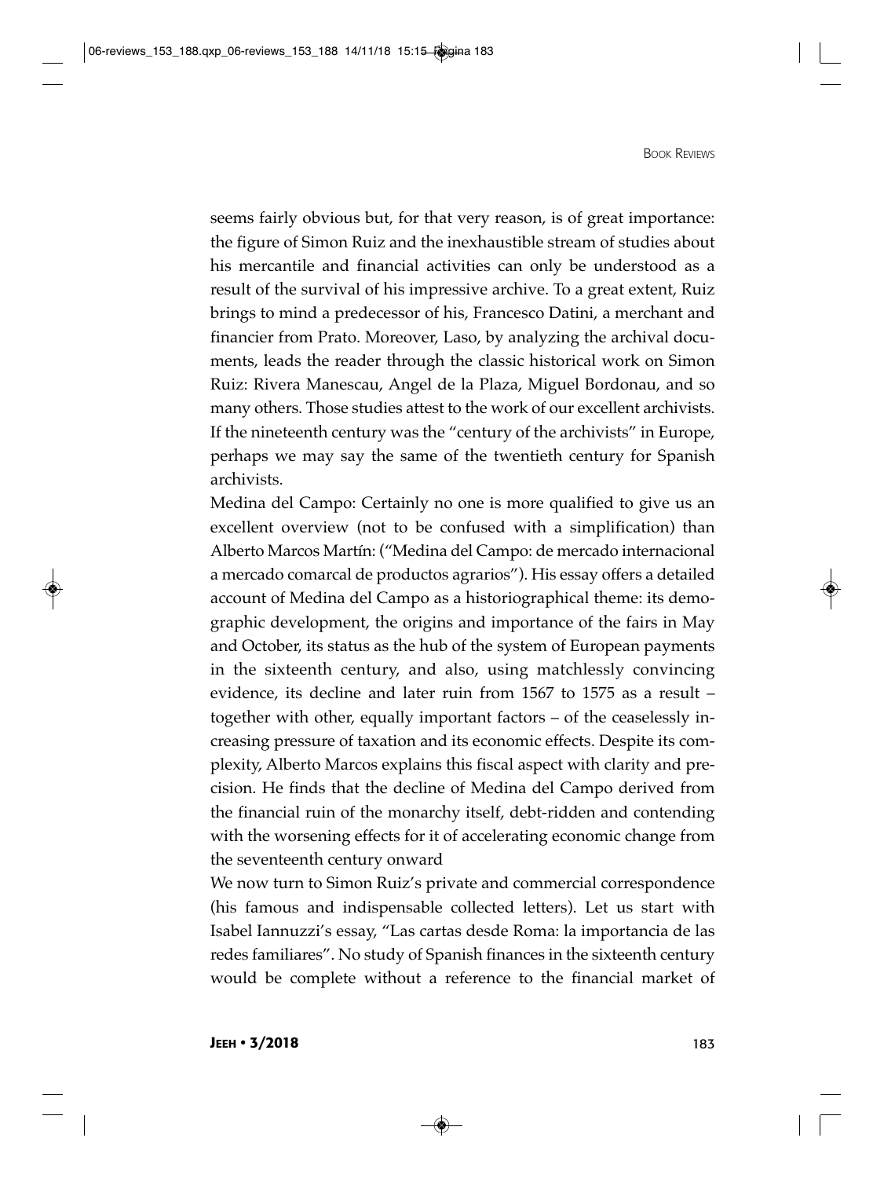seems fairly obvious but, for that very reason, is of great importance: the figure of Simon Ruiz and the inexhaustible stream of studies about his mercantile and financial activities can only be understood as a result of the survival of his impressive archive. To a great extent, Ruiz brings to mind a predecessor of his, Francesco Datini, a merchant and financier from Prato. Moreover, Laso, by analyzing the archival documents, leads the reader through the classic historical work on Simon Ruiz: Rivera Manescau, Angel de la Plaza, Miguel Bordonau, and so many others. Those studies attest to the work of our excellent archivists. If the nineteenth century was the "century of the archivists" in Europe, perhaps we may say the same of the twentieth century for Spanish archivists.

Medina del Campo: Certainly no one is more qualified to give us an excellent overview (not to be confused with a simplification) than Alberto Marcos Martín: ("Medina del Campo: de mercado internacional a mercado comarcal de productos agrarios"). His essay offers a detailed account of Medina del Campo as a historiographical theme: its demographic development, the origins and importance of the fairs in May and October, its status as the hub of the system of European payments in the sixteenth century, and also, using matchlessly convincing evidence, its decline and later ruin from 1567 to 1575 as a result – together with other, equally important factors – of the ceaselessly increasing pressure of taxation and its economic effects. Despite its complexity, Alberto Marcos explains this fiscal aspect with clarity and precision. He finds that the decline of Medina del Campo derived from the financial ruin of the monarchy itself, debt-ridden and contending with the worsening effects for it of accelerating economic change from the seventeenth century onward

We now turn to Simon Ruiz's private and commercial correspondence (his famous and indispensable collected letters). Let us start with Isabel Iannuzzi's essay, "Las cartas desde Roma: la importancia de las redes familiares". No study of Spanish finances in the sixteenth century would be complete without a reference to the financial market of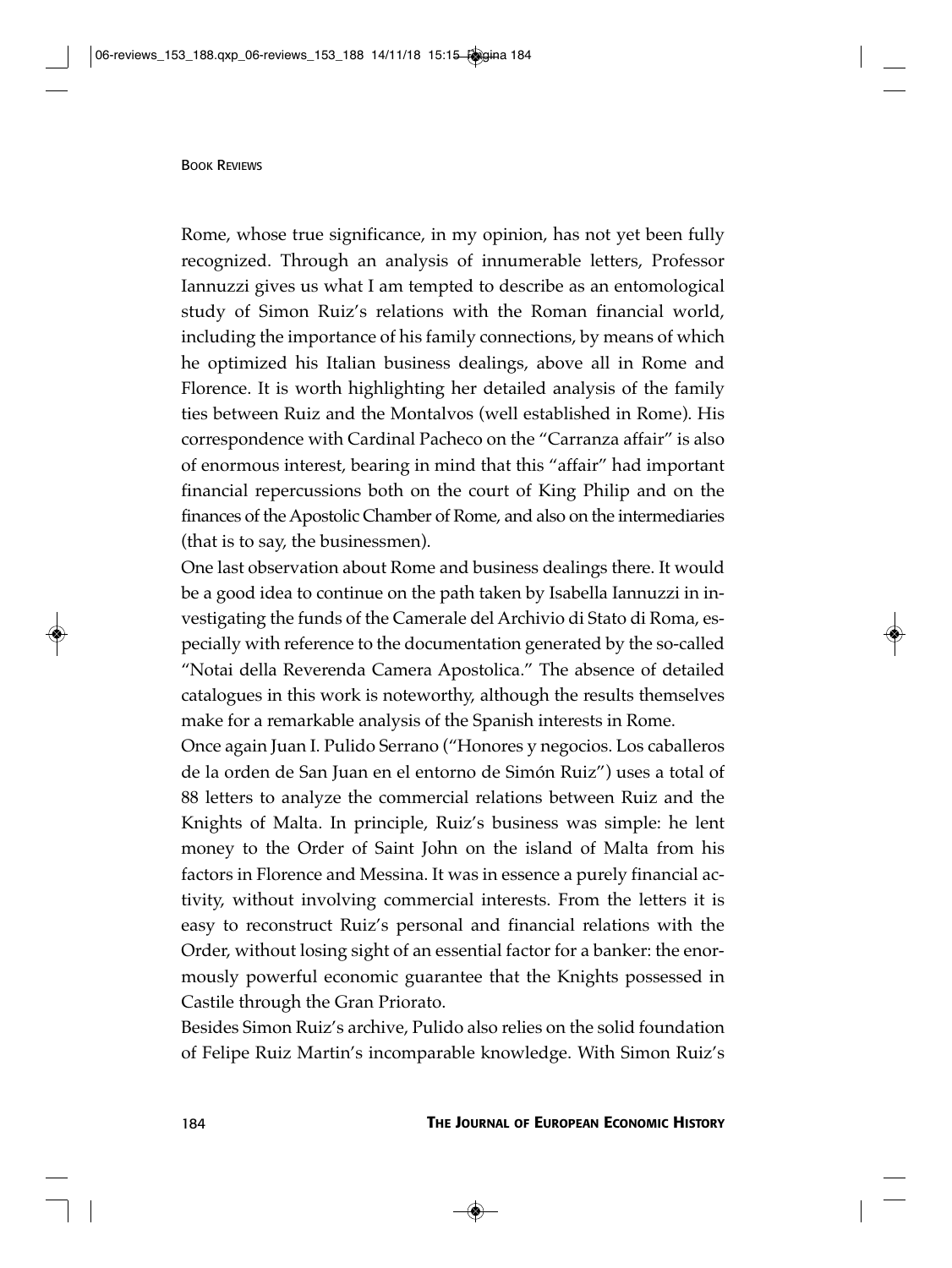Rome, whose true significance, in my opinion, has not yet been fully recognized. Through an analysis of innumerable letters, Professor Iannuzzi gives us what I am tempted to describe as an entomological study of Simon Ruiz's relations with the Roman financial world, including the importance of his family connections, by means of which he optimized his Italian business dealings, above all in Rome and Florence. It is worth highlighting her detailed analysis of the family ties between Ruiz and the Montalvos (well established in Rome). His correspondence with Cardinal Pacheco on the "Carranza affair" is also of enormous interest, bearing in mind that this "affair" had important financial repercussions both on the court of King Philip and on the finances of the Apostolic Chamber of Rome, and also on the intermediaries (that is to say, the businessmen).

One last observation about Rome and business dealings there. It would be a good idea to continue on the path taken by Isabella Iannuzzi in investigating the funds of the Camerale del Archivio di Stato di Roma, especially with reference to the documentation generated by the so-called "Notai della Reverenda Camera Apostolica." The absence of detailed catalogues in this work is noteworthy, although the results themselves make for a remarkable analysis of the Spanish interests in Rome.

Once again Juan I. Pulido Serrano ("Honores y negocios. Los caballeros de la orden de San Juan en el entorno de Simón Ruiz") uses a total of 88 letters to analyze the commercial relations between Ruiz and the Knights of Malta. In principle, Ruiz's business was simple: he lent money to the Order of Saint John on the island of Malta from his factors in Florence and Messina. It was in essence a purely financial activity, without involving commercial interests. From the letters it is easy to reconstruct Ruiz's personal and financial relations with the Order, without losing sight of an essential factor for a banker: the enormously powerful economic guarantee that the Knights possessed in Castile through the Gran Priorato.

Besides Simon Ruiz's archive, Pulido also relies on the solid foundation of Felipe Ruiz Martin's incomparable knowledge. With Simon Ruiz's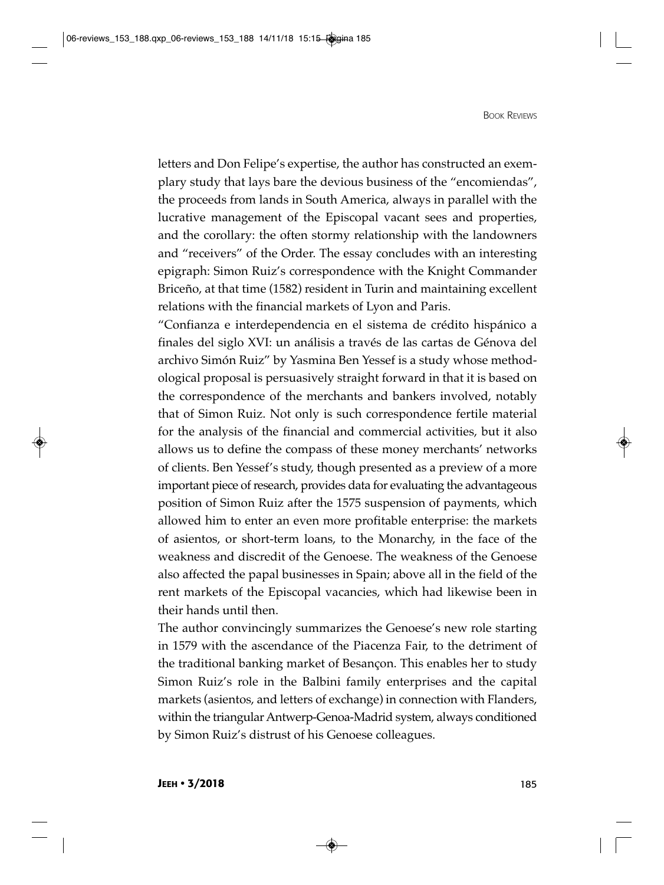letters and Don Felipe's expertise, the author has constructed an exemplary study that lays bare the devious business of the "encomiendas", the proceeds from lands in South America, always in parallel with the lucrative management of the Episcopal vacant sees and properties, and the corollary: the often stormy relationship with the landowners and "receivers" of the Order. The essay concludes with an interesting epigraph: Simon Ruiz's correspondence with the Knight Commander Briceño, at that time (1582) resident in Turin and maintaining excellent relations with the financial markets of Lyon and Paris.

"Confianza e interdependencia en el sistema de crédito hispánico a finales del siglo XVI: un análisis a través de las cartas de Génova del archivo Simón Ruiz" by Yasmina Ben Yessef is a study whose methodological proposal is persuasively straight forward in that it is based on the correspondence of the merchants and bankers involved, notably that of Simon Ruiz. Not only is such correspondence fertile material for the analysis of the financial and commercial activities, but it also allows us to define the compass of these money merchants' networks of clients. Ben Yessef's study, though presented as a preview of a more important piece of research, provides data for evaluating the advantageous position of Simon Ruiz after the 1575 suspension of payments, which allowed him to enter an even more profitable enterprise: the markets of asientos, or short-term loans, to the Monarchy, in the face of the weakness and discredit of the Genoese. The weakness of the Genoese also affected the papal businesses in Spain; above all in the field of the rent markets of the Episcopal vacancies, which had likewise been in their hands until then.

The author convincingly summarizes the Genoese's new role starting in 1579 with the ascendance of the Piacenza Fair, to the detriment of the traditional banking market of Besançon. This enables her to study Simon Ruiz's role in the Balbini family enterprises and the capital markets (asientos, and letters of exchange) in connection with Flanders, within the triangular Antwerp-Genoa-Madrid system, always conditioned by Simon Ruiz's distrust of his Genoese colleagues.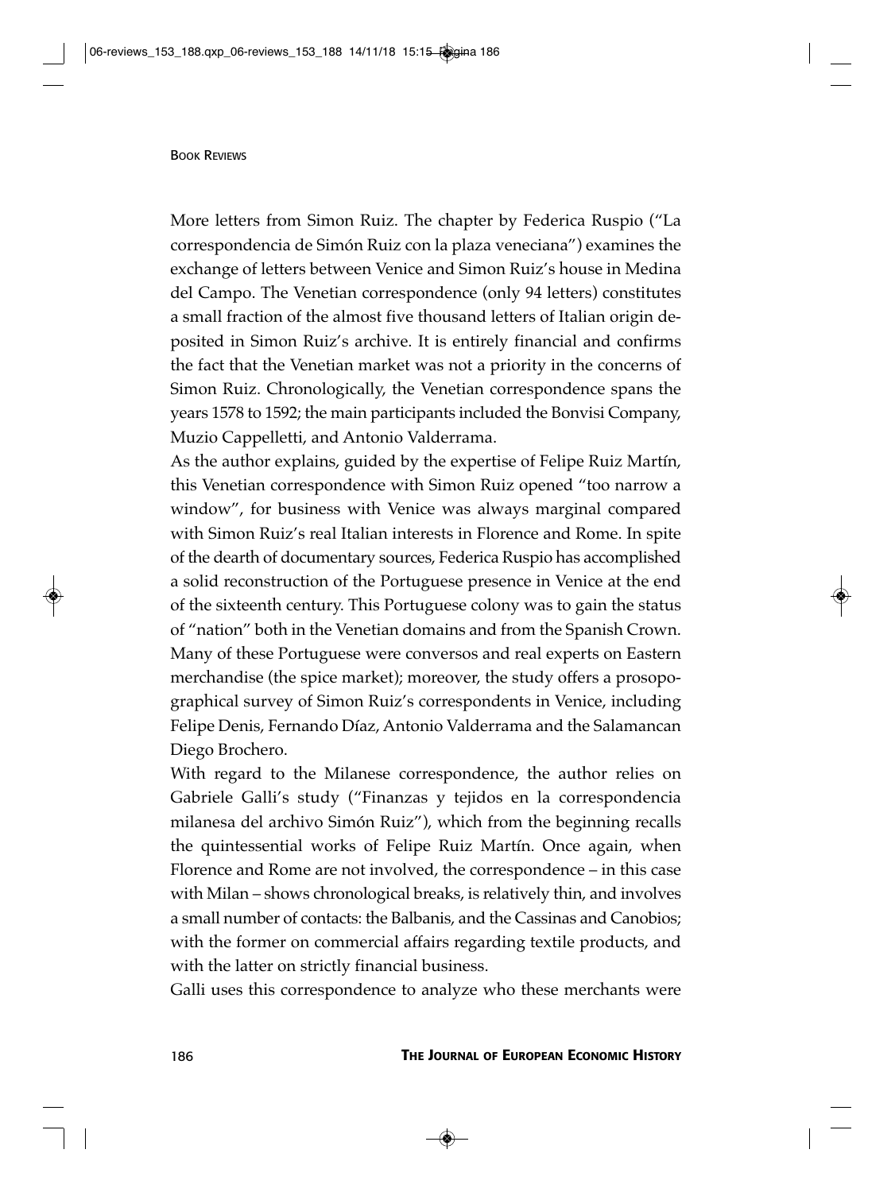More letters from Simon Ruiz. The chapter by Federica Ruspio ("La correspondencia de Simón Ruiz con la plaza veneciana") examines the exchange of letters between Venice and Simon Ruiz's house in Medina del Campo. The Venetian correspondence (only 94 letters) constitutes a small fraction of the almost five thousand letters of Italian origin deposited in Simon Ruiz's archive. It is entirely financial and confirms the fact that the Venetian market was not a priority in the concerns of Simon Ruiz. Chronologically, the Venetian correspondence spans the years 1578 to 1592; the main participants included the Bonvisi Company, Muzio Cappelletti, and Antonio Valderrama.

As the author explains, guided by the expertise of Felipe Ruiz Martín, this Venetian correspondence with Simon Ruiz opened "too narrow a window", for business with Venice was always marginal compared with Simon Ruiz's real Italian interests in Florence and Rome. In spite of the dearth of documentary sources, Federica Ruspio has accomplished a solid reconstruction of the Portuguese presence in Venice at the end of the sixteenth century. This Portuguese colony was to gain the status of "nation" both in the Venetian domains and from the Spanish Crown. Many of these Portuguese were conversos and real experts on Eastern merchandise (the spice market); moreover, the study offers a prosopographical survey of Simon Ruiz's correspondents in Venice, including Felipe Denis, Fernando Díaz, Antonio Valderrama and the Salamancan Diego Brochero.

With regard to the Milanese correspondence, the author relies on Gabriele Galli's study ("Finanzas y tejidos en la correspondencia milanesa del archivo Simón Ruiz"), which from the beginning recalls the quintessential works of Felipe Ruiz Martín. Once again, when Florence and Rome are not involved, the correspondence – in this case with Milan – shows chronological breaks, is relatively thin, and involves a small number of contacts: the Balbanis, and the Cassinas and Canobios; with the former on commercial affairs regarding textile products, and with the latter on strictly financial business.

Galli uses this correspondence to analyze who these merchants were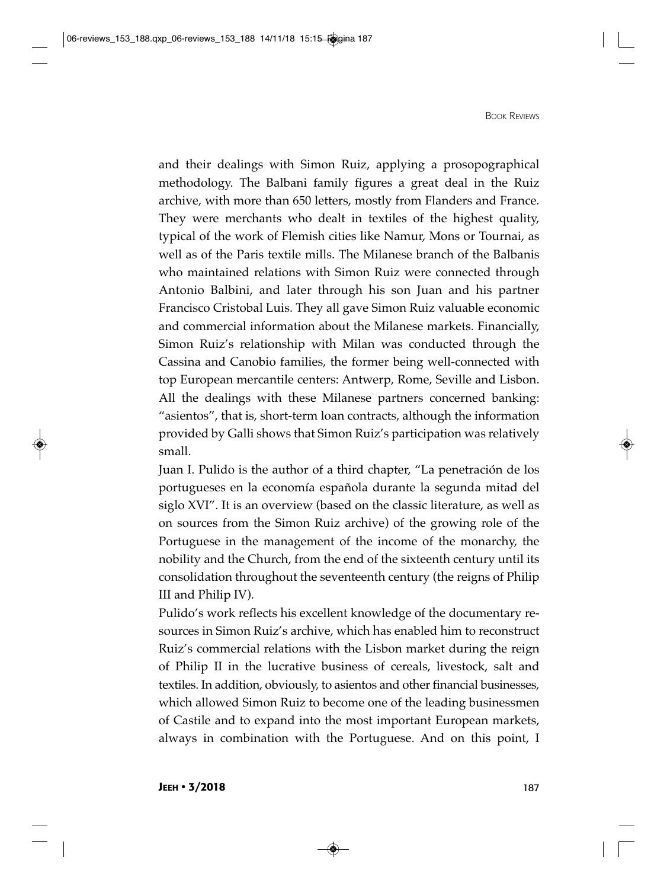and their dealings with Simon Ruiz, applying a prosopographical methodology. The Balbani family figures a great deal in the Ruiz archive, with more than 650 letters, mostly from Flanders and France. They were merchants who dealt in textiles of the highest quality, typical of the work of Flemish cities like Namur, Mons or Tournai, as well as of the Paris textile mills. The Milanese branch of the Balbanis who maintained relations with Simon Ruiz were connected through Antonio Balbini, and later through his son Juan and his partner Francisco Cristobal Luis. They all gave Simon Ruiz valuable economic and commercial information about the Milanese markets. Financially, Simon Ruiz's relationship with Milan was conducted through the Cassina and Canobio families, the former being well-connected with top European mercantile centers: Antwerp, Rome, Seville and Lisbon. All the dealings with these Milanese partners concerned banking: "asientos", that is, short-term loan contracts, although the information provided by Galli shows that Simon Ruiz's participation was relatively small.

Juan I. Pulido is the author of a third chapter, "La penetración de los portugueses en la economía española durante la segunda mitad del siglo XVI". It is an overview (based on the classic literature, as well as on sources from the Simon Ruiz archive) of the growing role of the Portuguese in the management of the income of the monarchy, the nobility and the Church, from the end of the sixteenth century until its consolidation throughout the seventeenth century (the reigns of Philip III and Philip IV).

Pulido's work reflects his excellent knowledge of the documentary resources in Simon Ruiz's archive, which has enabled him to reconstruct Ruiz's commercial relations with the Lisbon market during the reign of Philip II in the lucrative business of cereals, livestock, salt and textiles. In addition, obviously, to asientos and other financial businesses, which allowed Simon Ruiz to become one of the leading businessmen of Castile and to expand into the most important European markets, always in combination with the Portuguese. And on this point, I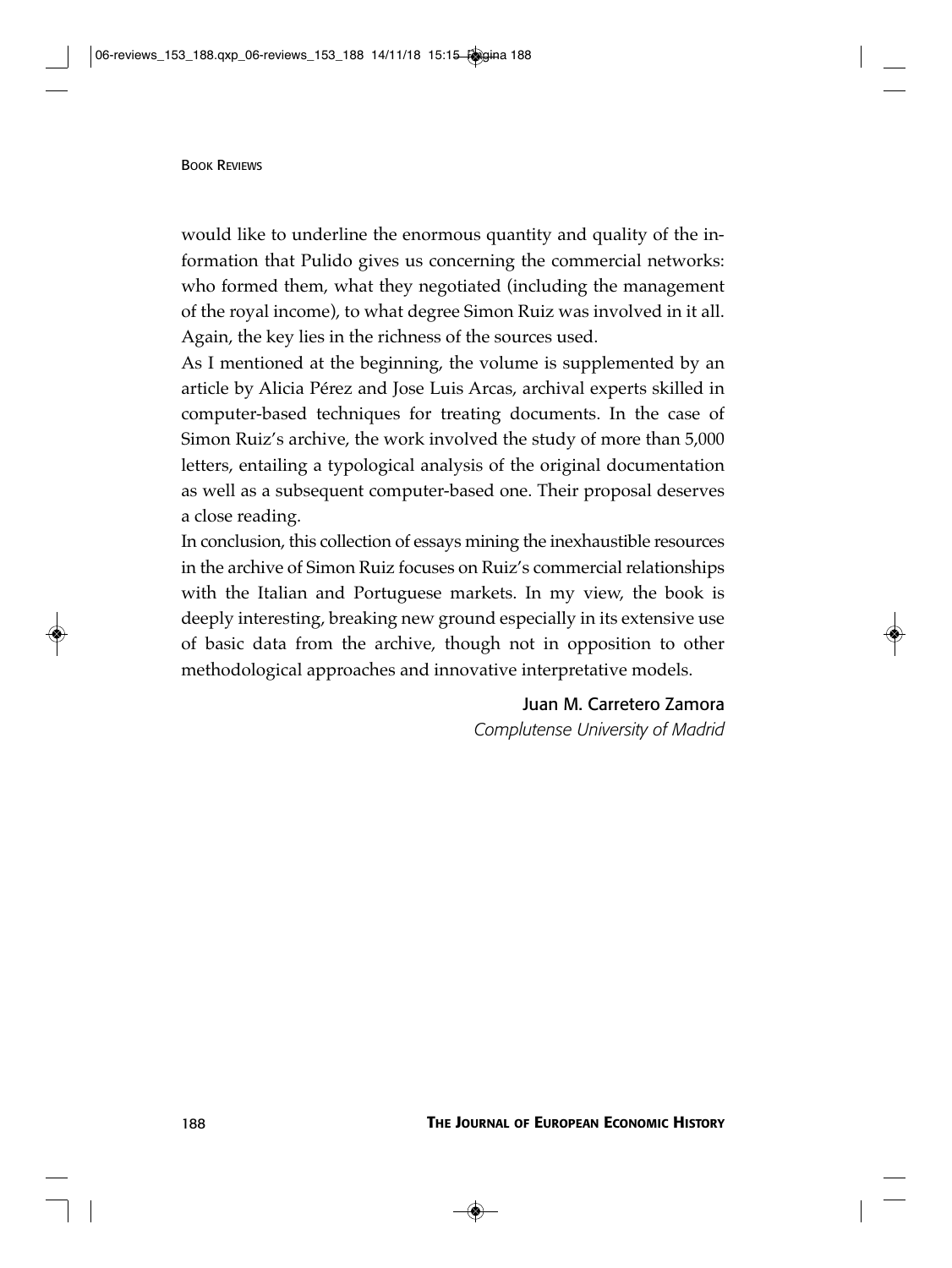would like to underline the enormous quantity and quality of the information that Pulido gives us concerning the commercial networks: who formed them, what they negotiated (including the management of the royal income), to what degree Simon Ruiz was involved in it all. Again, the key lies in the richness of the sources used.

As I mentioned at the beginning, the volume is supplemented by an article by Alicia Pérez and Jose Luis Arcas, archival experts skilled in computer-based techniques for treating documents. In the case of Simon Ruiz's archive, the work involved the study of more than 5,000 letters, entailing a typological analysis of the original documentation as well as a subsequent computer-based one. Their proposal deserves a close reading.

In conclusion, this collection of essays mining the inexhaustible resources in the archive of Simon Ruiz focuses on Ruiz's commercial relationships with the Italian and Portuguese markets. In my view, the book is deeply interesting, breaking new ground especially in its extensive use of basic data from the archive, though not in opposition to other methodological approaches and innovative interpretative models.

**Juan M. Carretero Zamora**
*Complutense University of Madrid*